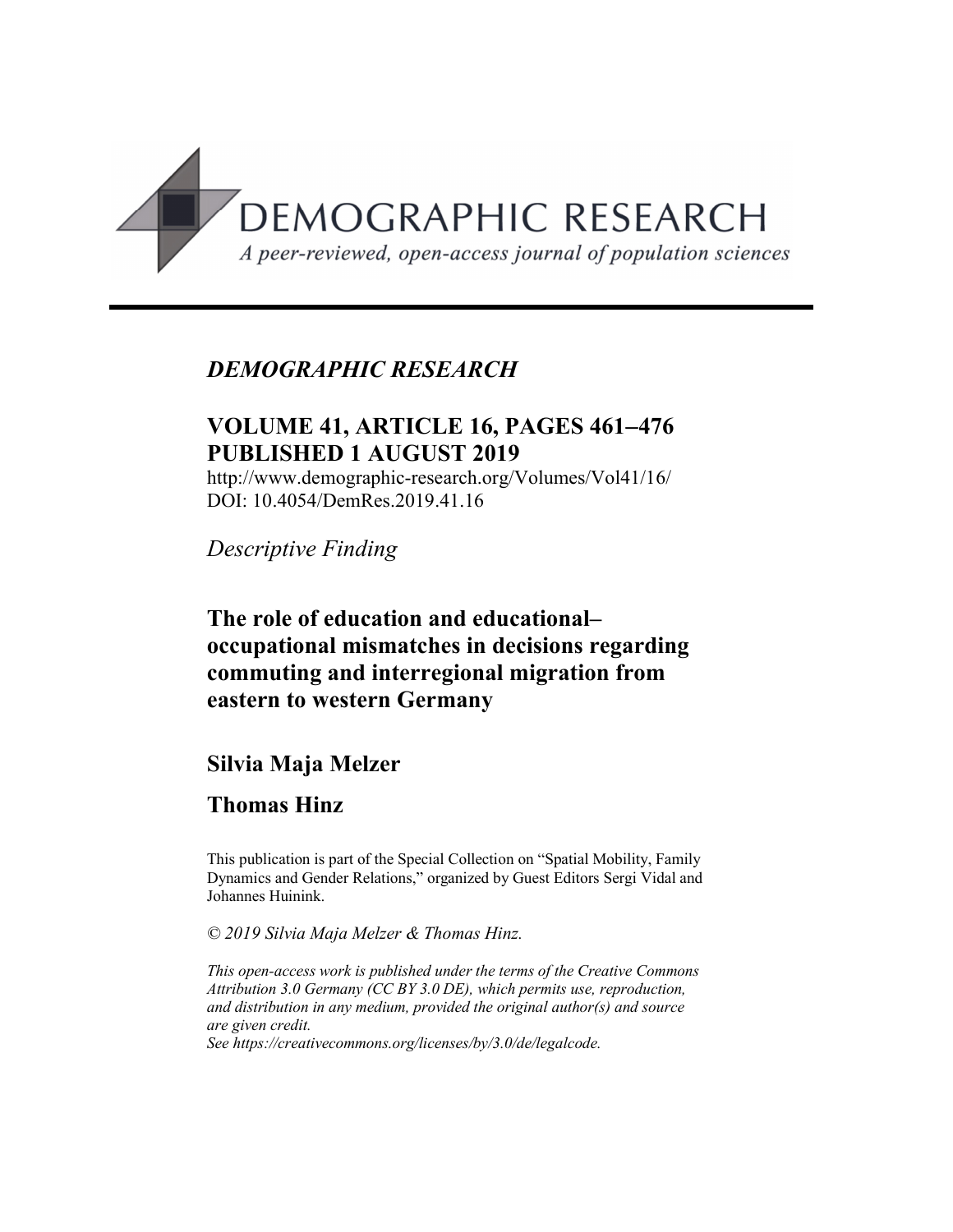DEMOGRAPHIC RESEARCH

*A peer-reviewed, open-access journal of population sciences*

---

*DEMOGRAPHIC RESEARCH*

**VOLUME 41, ARTICLE 16, PAGES 461–476**
**PUBLISHED 1 AUGUST 2019**

http://www.demographic-research.org/Volumes/Vol41/16/
DOI: 10.4054/DemRes.2019.41.16

*Descriptive Finding*

# The role of education and educational–occupational mismatches in decisions regarding commuting and interregional migration from eastern to western Germany

## Silvia Maja Melzer

## Thomas Hinz

This publication is part of the Special Collection on "Spatial Mobility, Family Dynamics and Gender Relations," organized by Guest Editors Sergi Vidal and Johannes Huinink.

*© 2019 Silvia Maja Melzer & Thomas Hinz.*

*This open-access work is published under the terms of the Creative Commons Attribution 3.0 Germany (CC BY 3.0 DE), which permits use, reproduction, and distribution in any medium, provided the original author(s) and source are given credit.*
*See https://creativecommons.org/licenses/by/3.0/de/legalcode.*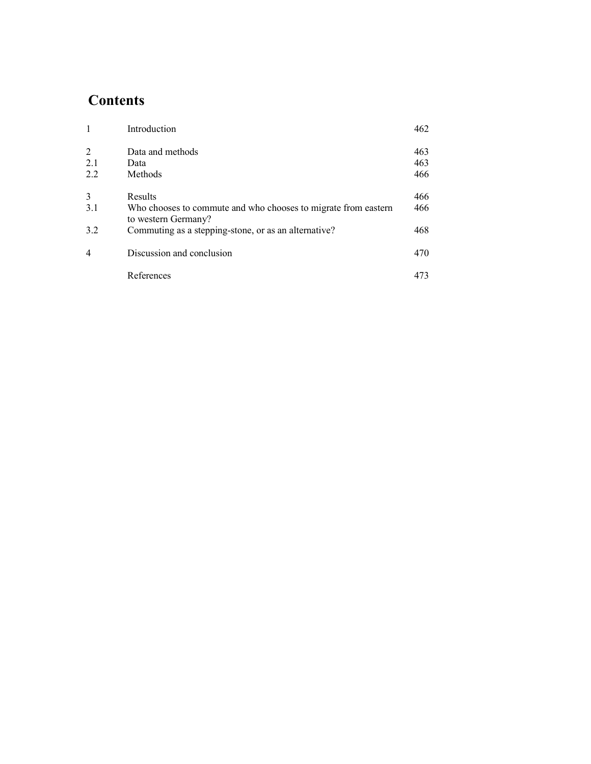# Contents

| | | |
|---|---|---|
| 1 | Introduction | 462 |
| 2 | Data and methods | 463 |
| 2.1 | Data | 463 |
| 2.2 | Methods | 466 |
| 3 | Results | 466 |
| 3.1 | Who chooses to commute and who chooses to migrate from eastern to western Germany? | 466 |
| 3.2 | Commuting as a stepping-stone, or as an alternative? | 468 |
| 4 | Discussion and conclusion | 470 |
| | References | 473 |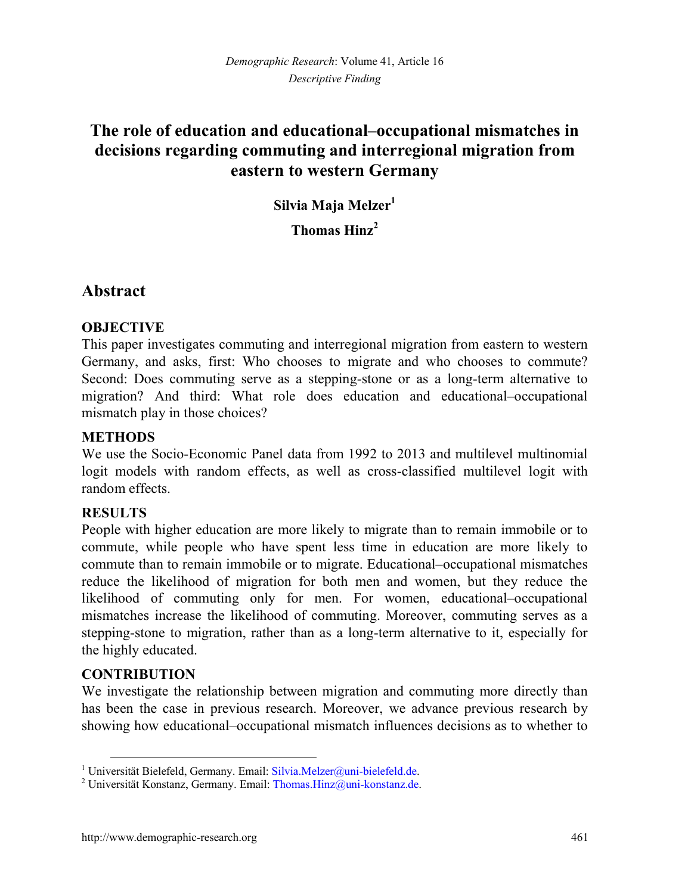# The role of education and educational–occupational mismatches in decisions regarding commuting and interregional migration from eastern to western Germany

**Silvia Maja Melzer**[1]

**Thomas Hinz**[2]

## Abstract

### OBJECTIVE

This paper investigates commuting and interregional migration from eastern to western Germany, and asks, first: Who chooses to migrate and who chooses to commute? Second: Does commuting serve as a stepping-stone or as a long-term alternative to migration? And third: What role does education and educational–occupational mismatch play in those choices?

### METHODS

We use the Socio-Economic Panel data from 1992 to 2013 and multilevel multinomial logit models with random effects, as well as cross-classified multilevel logit with random effects.

### RESULTS

People with higher education are more likely to migrate than to remain immobile or to commute, while people who have spent less time in education are more likely to commute than to remain immobile or to migrate. Educational–occupational mismatches reduce the likelihood of migration for both men and women, but they reduce the likelihood of commuting only for men. For women, educational–occupational mismatches increase the likelihood of commuting. Moreover, commuting serves as a stepping-stone to migration, rather than as a long-term alternative to it, especially for the highly educated.

### CONTRIBUTION

We investigate the relationship between migration and commuting more directly than has been the case in previous research. Moreover, we advance previous research by showing how educational–occupational mismatch influences decisions as to whether to

[1] Universität Bielefeld, Germany. Email: Silvia.Melzer@uni-bielefeld.de.

[2] Universität Konstanz, Germany. Email: Thomas.Hinz@uni-konstanz.de.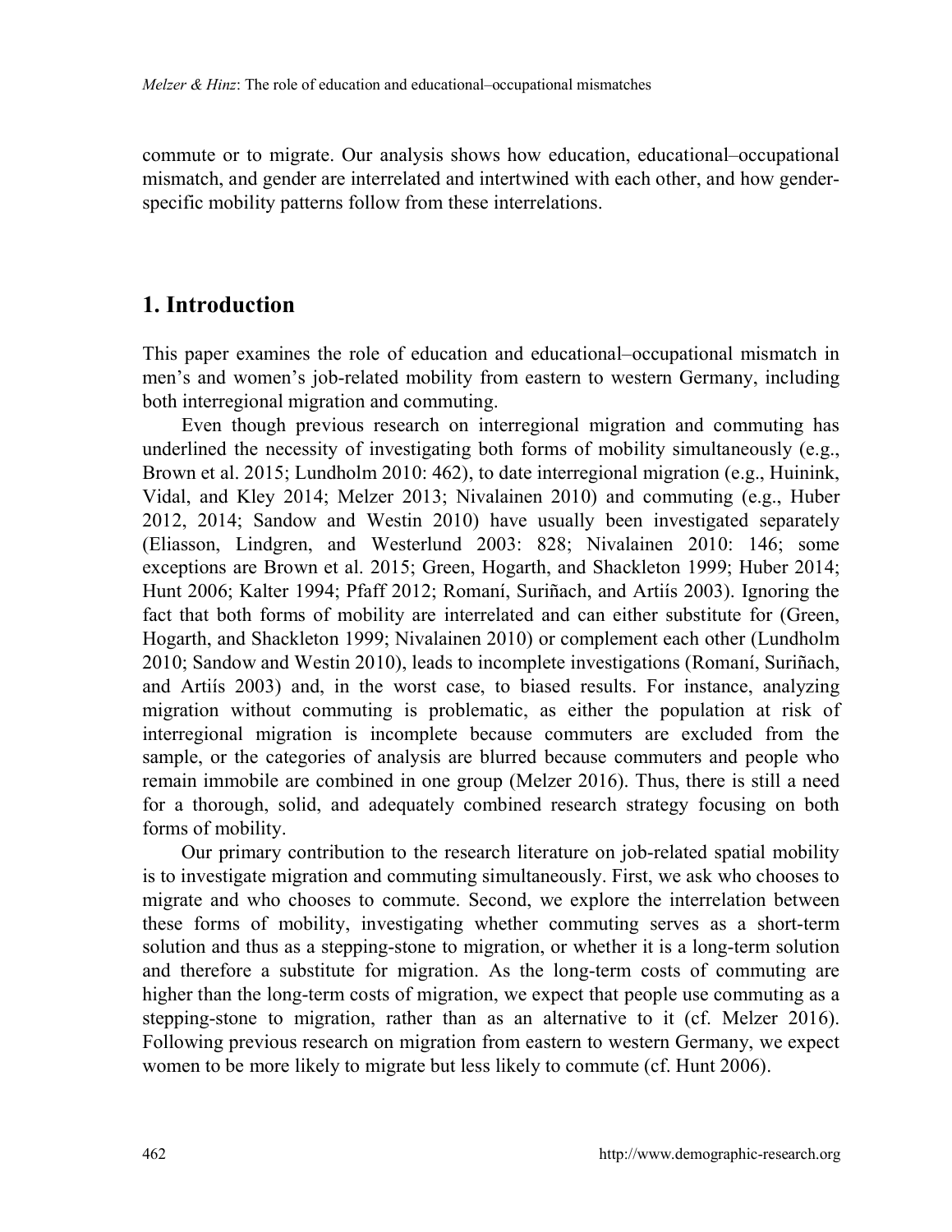commute or to migrate. Our analysis shows how education, educational–occupational mismatch, and gender are interrelated and intertwined with each other, and how gender-specific mobility patterns follow from these interrelations.

## 1. Introduction

This paper examines the role of education and educational–occupational mismatch in men's and women's job-related mobility from eastern to western Germany, including both interregional migration and commuting.

Even though previous research on interregional migration and commuting has underlined the necessity of investigating both forms of mobility simultaneously (e.g., Brown et al. 2015; Lundholm 2010: 462), to date interregional migration (e.g., Huinink, Vidal, and Kley 2014; Melzer 2013; Nivalainen 2010) and commuting (e.g., Huber 2012, 2014; Sandow and Westin 2010) have usually been investigated separately (Eliasson, Lindgren, and Westerlund 2003: 828; Nivalainen 2010: 146; some exceptions are Brown et al. 2015; Green, Hogarth, and Shackleton 1999; Huber 2014; Hunt 2006; Kalter 1994; Pfaff 2012; Romaní, Suriñach, and Artiís 2003). Ignoring the fact that both forms of mobility are interrelated and can either substitute for (Green, Hogarth, and Shackleton 1999; Nivalainen 2010) or complement each other (Lundholm 2010; Sandow and Westin 2010), leads to incomplete investigations (Romaní, Suriñach, and Artiís 2003) and, in the worst case, to biased results. For instance, analyzing migration without commuting is problematic, as either the population at risk of interregional migration is incomplete because commuters are excluded from the sample, or the categories of analysis are blurred because commuters and people who remain immobile are combined in one group (Melzer 2016). Thus, there is still a need for a thorough, solid, and adequately combined research strategy focusing on both forms of mobility.

Our primary contribution to the research literature on job-related spatial mobility is to investigate migration and commuting simultaneously. First, we ask who chooses to migrate and who chooses to commute. Second, we explore the interrelation between these forms of mobility, investigating whether commuting serves as a short-term solution and thus as a stepping-stone to migration, or whether it is a long-term solution and therefore a substitute for migration. As the long-term costs of commuting are higher than the long-term costs of migration, we expect that people use commuting as a stepping-stone to migration, rather than as an alternative to it (cf. Melzer 2016). Following previous research on migration from eastern to western Germany, we expect women to be more likely to migrate but less likely to commute (cf. Hunt 2006).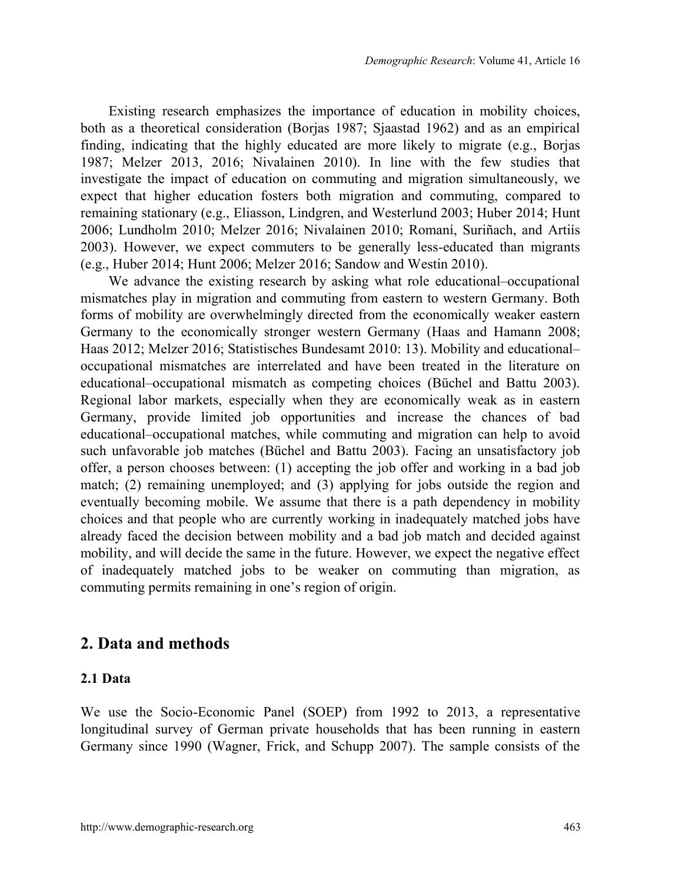Existing research emphasizes the importance of education in mobility choices, both as a theoretical consideration (Borjas 1987; Sjaastad 1962) and as an empirical finding, indicating that the highly educated are more likely to migrate (e.g., Borjas 1987; Melzer 2013, 2016; Nivalainen 2010). In line with the few studies that investigate the impact of education on commuting and migration simultaneously, we expect that higher education fosters both migration and commuting, compared to remaining stationary (e.g., Eliasson, Lindgren, and Westerlund 2003; Huber 2014; Hunt 2006; Lundholm 2010; Melzer 2016; Nivalainen 2010; Romaní, Suriñach, and Artiís 2003). However, we expect commuters to be generally less-educated than migrants (e.g., Huber 2014; Hunt 2006; Melzer 2016; Sandow and Westin 2010).

We advance the existing research by asking what role educational–occupational mismatches play in migration and commuting from eastern to western Germany. Both forms of mobility are overwhelmingly directed from the economically weaker eastern Germany to the economically stronger western Germany (Haas and Hamann 2008; Haas 2012; Melzer 2016; Statistisches Bundesamt 2010: 13). Mobility and educational–occupational mismatches are interrelated and have been treated in the literature on educational–occupational mismatch as competing choices (Büchel and Battu 2003). Regional labor markets, especially when they are economically weak as in eastern Germany, provide limited job opportunities and increase the chances of bad educational–occupational matches, while commuting and migration can help to avoid such unfavorable job matches (Büchel and Battu 2003). Facing an unsatisfactory job offer, a person chooses between: (1) accepting the job offer and working in a bad job match; (2) remaining unemployed; and (3) applying for jobs outside the region and eventually becoming mobile. We assume that there is a path dependency in mobility choices and that people who are currently working in inadequately matched jobs have already faced the decision between mobility and a bad job match and decided against mobility, and will decide the same in the future. However, we expect the negative effect of inadequately matched jobs to be weaker on commuting than migration, as commuting permits remaining in one's region of origin.

## 2. Data and methods

### 2.1 Data

We use the Socio-Economic Panel (SOEP) from 1992 to 2013, a representative longitudinal survey of German private households that has been running in eastern Germany since 1990 (Wagner, Frick, and Schupp 2007). The sample consists of the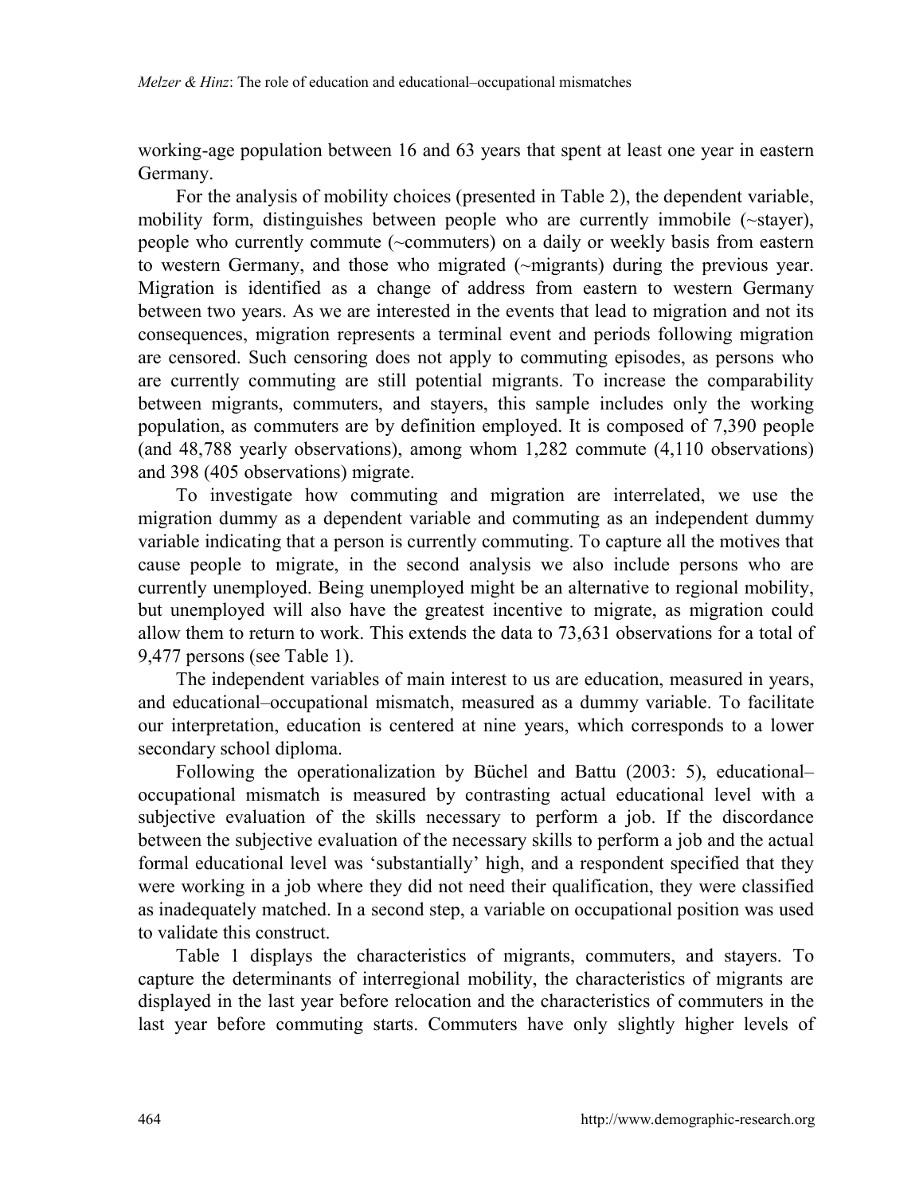working-age population between 16 and 63 years that spent at least one year in eastern Germany.

For the analysis of mobility choices (presented in Table 2), the dependent variable, mobility form, distinguishes between people who are currently immobile (~stayer), people who currently commute (~commuters) on a daily or weekly basis from eastern to western Germany, and those who migrated (~migrants) during the previous year. Migration is identified as a change of address from eastern to western Germany between two years. As we are interested in the events that lead to migration and not its consequences, migration represents a terminal event and periods following migration are censored. Such censoring does not apply to commuting episodes, as persons who are currently commuting are still potential migrants. To increase the comparability between migrants, commuters, and stayers, this sample includes only the working population, as commuters are by definition employed. It is composed of 7,390 people (and 48,788 yearly observations), among whom 1,282 commute (4,110 observations) and 398 (405 observations) migrate.

To investigate how commuting and migration are interrelated, we use the migration dummy as a dependent variable and commuting as an independent dummy variable indicating that a person is currently commuting. To capture all the motives that cause people to migrate, in the second analysis we also include persons who are currently unemployed. Being unemployed might be an alternative to regional mobility, but unemployed will also have the greatest incentive to migrate, as migration could allow them to return to work. This extends the data to 73,631 observations for a total of 9,477 persons (see Table 1).

The independent variables of main interest to us are education, measured in years, and educational–occupational mismatch, measured as a dummy variable. To facilitate our interpretation, education is centered at nine years, which corresponds to a lower secondary school diploma.

Following the operationalization by Büchel and Battu (2003: 5), educational–occupational mismatch is measured by contrasting actual educational level with a subjective evaluation of the skills necessary to perform a job. If the discordance between the subjective evaluation of the necessary skills to perform a job and the actual formal educational level was 'substantially' high, and a respondent specified that they were working in a job where they did not need their qualification, they were classified as inadequately matched. In a second step, a variable on occupational position was used to validate this construct.

Table 1 displays the characteristics of migrants, commuters, and stayers. To capture the determinants of interregional mobility, the characteristics of migrants are displayed in the last year before relocation and the characteristics of commuters in the last year before commuting starts. Commuters have only slightly higher levels of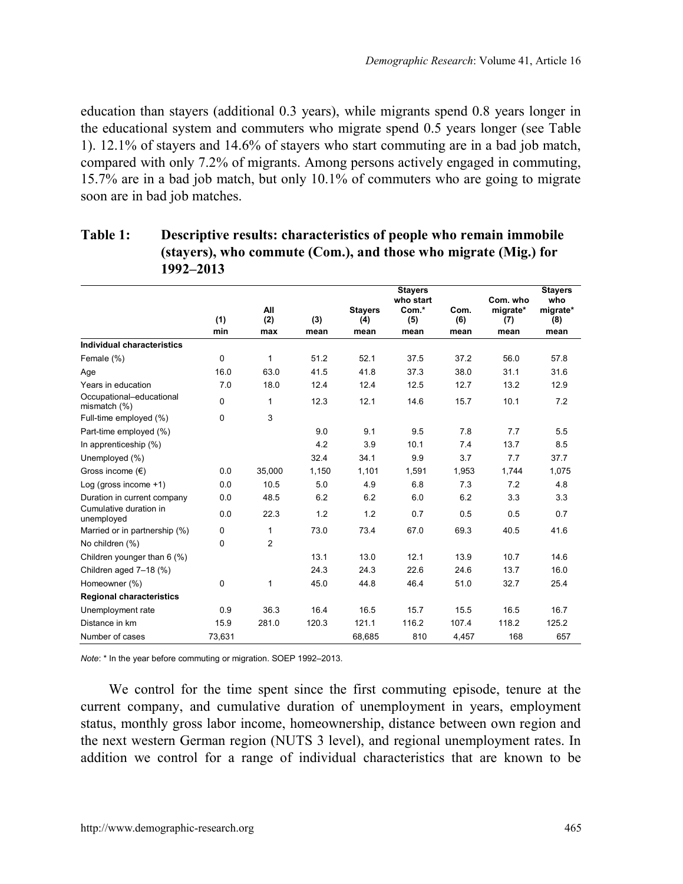education than stayers (additional 0.3 years), while migrants spend 0.8 years longer in the educational system and commuters who migrate spend 0.5 years longer (see Table 1). 12.1% of stayers and 14.6% of stayers who start commuting are in a bad job match, compared with only 7.2% of migrants. Among persons actively engaged in commuting, 15.7% are in a bad job match, but only 10.1% of commuters who are going to migrate soon are in bad job matches.

**Table 1: Descriptive results: characteristics of people who remain immobile (stayers), who commute (Com.), and those who migrate (Mig.) for 1992–2013**

| | (1) min | All (2) max | (3) mean | Stayers (4) mean | Stayers who start Com.* (5) mean | Com. (6) mean | Com. who migrate* (7) mean | Stayers who migrate* (8) mean |
|---|---|---|---|---|---|---|---|---|
| **Individual characteristics** | | | | | | | | |
| Female (%) | 0 | 1 | 51.2 | 52.1 | 37.5 | 37.2 | 56.0 | 57.8 |
| Age | 16.0 | 63.0 | 41.5 | 41.8 | 37.3 | 38.0 | 31.1 | 31.6 |
| Years in education | 7.0 | 18.0 | 12.4 | 12.4 | 12.5 | 12.7 | 13.2 | 12.9 |
| Occupational–educational mismatch (%) | 0 | 1 | 12.3 | 12.1 | 14.6 | 15.7 | 10.1 | 7.2 |
| Full-time employed (%) | 0 | 3 | | | | | | |
| Part-time employed (%) | | | 9.0 | 9.1 | 9.5 | 7.8 | 7.7 | 5.5 |
| In apprenticeship (%) | | | 4.2 | 3.9 | 10.1 | 7.4 | 13.7 | 8.5 |
| Unemployed (%) | | | 32.4 | 34.1 | 9.9 | 3.7 | 7.7 | 37.7 |
| Gross income (€) | 0.0 | 35,000 | 1,150 | 1,101 | 1,591 | 1,953 | 1,744 | 1,075 |
| Log (gross income +1) | 0.0 | 10.5 | 5.0 | 4.9 | 6.8 | 7.3 | 7.2 | 4.8 |
| Duration in current company | 0.0 | 48.5 | 6.2 | 6.2 | 6.0 | 6.2 | 3.3 | 3.3 |
| Cumulative duration in unemployed | 0.0 | 22.3 | 1.2 | 1.2 | 0.7 | 0.5 | 0.5 | 0.7 |
| Married or in partnership (%) | 0 | 1 | 73.0 | 73.4 | 67.0 | 69.3 | 40.5 | 41.6 |
| No children (%) | 0 | 2 | | | | | | |
| Children younger than 6 (%) | | | 13.1 | 13.0 | 12.1 | 13.9 | 10.7 | 14.6 |
| Children aged 7–18 (%) | | | 24.3 | 24.3 | 22.6 | 24.6 | 13.7 | 16.0 |
| Homeowner (%) | 0 | 1 | 45.0 | 44.8 | 46.4 | 51.0 | 32.7 | 25.4 |
| **Regional characteristics** | | | | | | | | |
| Unemployment rate | 0.9 | 36.3 | 16.4 | 16.5 | 15.7 | 15.5 | 16.5 | 16.7 |
| Distance in km | 15.9 | 281.0 | 120.3 | 121.1 | 116.2 | 107.4 | 118.2 | 125.2 |
| Number of cases | 73,631 | | | 68,685 | 810 | 4,457 | 168 | 657 |

*Note*: * In the year before commuting or migration. SOEP 1992–2013.

We control for the time spent since the first commuting episode, tenure at the current company, and cumulative duration of unemployment in years, employment status, monthly gross labor income, homeownership, distance between own region and the next western German region (NUTS 3 level), and regional unemployment rates. In addition we control for a range of individual characteristics that are known to be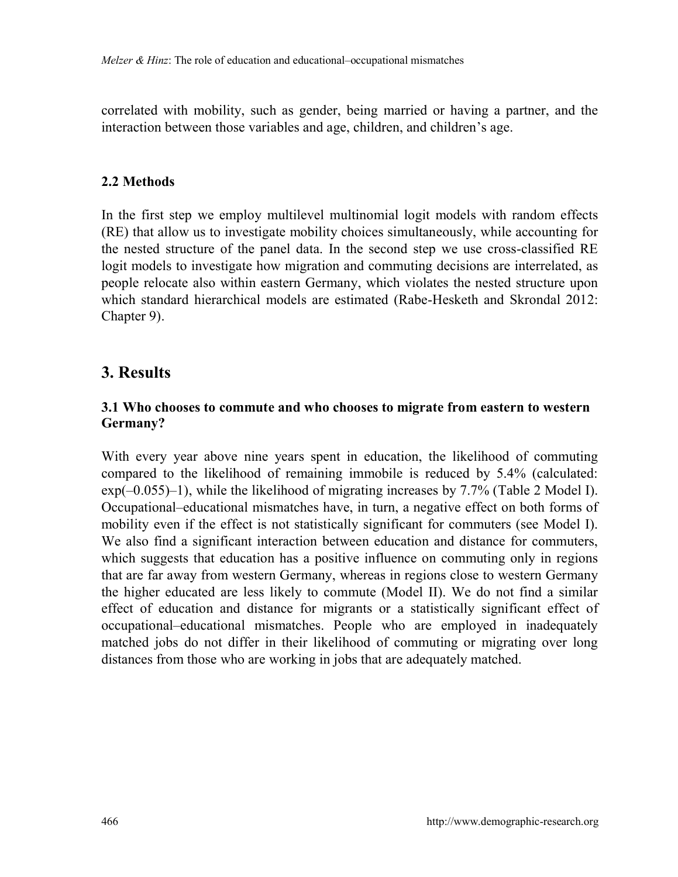correlated with mobility, such as gender, being married or having a partner, and the interaction between those variables and age, children, and children's age.

### 2.2 Methods

In the first step we employ multilevel multinomial logit models with random effects (RE) that allow us to investigate mobility choices simultaneously, while accounting for the nested structure of the panel data. In the second step we use cross-classified RE logit models to investigate how migration and commuting decisions are interrelated, as people relocate also within eastern Germany, which violates the nested structure upon which standard hierarchical models are estimated (Rabe-Hesketh and Skrondal 2012: Chapter 9).

## 3. Results

### 3.1 Who chooses to commute and who chooses to migrate from eastern to western Germany?

With every year above nine years spent in education, the likelihood of commuting compared to the likelihood of remaining immobile is reduced by 5.4% (calculated: $\exp(-0.055)-1$), while the likelihood of migrating increases by 7.7% (Table 2 Model I). Occupational–educational mismatches have, in turn, a negative effect on both forms of mobility even if the effect is not statistically significant for commuters (see Model I). We also find a significant interaction between education and distance for commuters, which suggests that education has a positive influence on commuting only in regions that are far away from western Germany, whereas in regions close to western Germany the higher educated are less likely to commute (Model II). We do not find a similar effect of education and distance for migrants or a statistically significant effect of occupational–educational mismatches. People who are employed in inadequately matched jobs do not differ in their likelihood of commuting or migrating over long distances from those who are working in jobs that are adequately matched.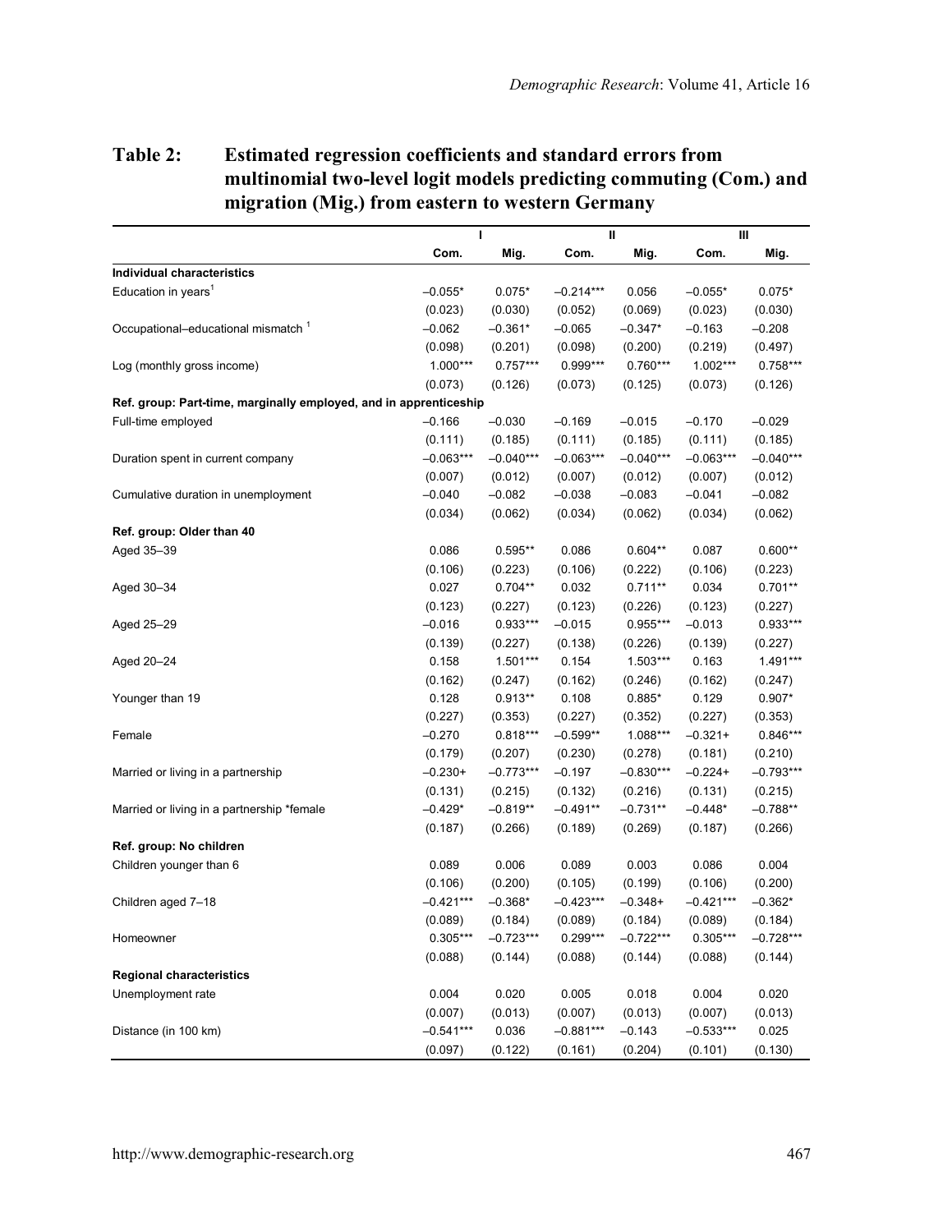**Table 2: Estimated regression coefficients and standard errors from multinomial two-level logit models predicting commuting (Com.) and migration (Mig.) from eastern to western Germany**

| | I | | II | | III | |
|---|---|---|---|---|---|---|
| | Com. | Mig. | Com. | Mig. | Com. | Mig. |
| **Individual characteristics** | | | | | | |
| Education in years[1] | –0.055* | 0.075* | –0.214*** | 0.056 | –0.055* | 0.075* |
| | (0.023) | (0.030) | (0.052) | (0.069) | (0.023) | (0.030) |
| Occupational–educational mismatch [1] | –0.062 | –0.361* | –0.065 | –0.347* | –0.163 | –0.208 |
| | (0.098) | (0.201) | (0.098) | (0.200) | (0.219) | (0.497) |
| Log (monthly gross income) | 1.000*** | 0.757*** | 0.999*** | 0.760*** | 1.002*** | 0.758*** |
| | (0.073) | (0.126) | (0.073) | (0.125) | (0.073) | (0.126) |
| **Ref. group: Part-time, marginally employed, and in apprenticeship** | | | | | | |
| Full-time employed | –0.166 | –0.030 | –0.169 | –0.015 | –0.170 | –0.029 |
| | (0.111) | (0.185) | (0.111) | (0.185) | (0.111) | (0.185) |
| Duration spent in current company | –0.063*** | –0.040*** | –0.063*** | –0.040*** | –0.063*** | –0.040*** |
| | (0.007) | (0.012) | (0.007) | (0.012) | (0.007) | (0.012) |
| Cumulative duration in unemployment | –0.040 | –0.082 | –0.038 | –0.083 | –0.041 | –0.082 |
| | (0.034) | (0.062) | (0.034) | (0.062) | (0.034) | (0.062) |
| **Ref. group: Older than 40** | | | | | | |
| Aged 35–39 | 0.086 | 0.595** | 0.086 | 0.604** | 0.087 | 0.600** |
| | (0.106) | (0.223) | (0.106) | (0.222) | (0.106) | (0.223) |
| Aged 30–34 | 0.027 | 0.704** | 0.032 | 0.711** | 0.034 | 0.701** |
| | (0.123) | (0.227) | (0.123) | (0.226) | (0.123) | (0.227) |
| Aged 25–29 | –0.016 | 0.933*** | –0.015 | 0.955*** | –0.013 | 0.933*** |
| | (0.139) | (0.227) | (0.138) | (0.226) | (0.139) | (0.227) |
| Aged 20–24 | 0.158 | 1.501*** | 0.154 | 1.503*** | 0.163 | 1.491*** |
| | (0.162) | (0.247) | (0.162) | (0.246) | (0.162) | (0.247) |
| Younger than 19 | 0.128 | 0.913** | 0.108 | 0.885* | 0.129 | 0.907* |
| | (0.227) | (0.353) | (0.227) | (0.352) | (0.227) | (0.353) |
| Female | –0.270 | 0.818*** | –0.599** | 1.088*** | –0.321+ | 0.846*** |
| | (0.179) | (0.207) | (0.230) | (0.278) | (0.181) | (0.210) |
| Married or living in a partnership | –0.230+ | –0.773*** | –0.197 | –0.830*** | –0.224+ | –0.793*** |
| | (0.131) | (0.215) | (0.132) | (0.216) | (0.131) | (0.215) |
| Married or living in a partnership *female | –0.429* | –0.819** | –0.491** | –0.731** | –0.448* | –0.788** |
| | (0.187) | (0.266) | (0.189) | (0.269) | (0.187) | (0.266) |
| **Ref. group: No children** | | | | | | |
| Children younger than 6 | 0.089 | 0.006 | 0.089 | 0.003 | 0.086 | 0.004 |
| | (0.106) | (0.200) | (0.105) | (0.199) | (0.106) | (0.200) |
| Children aged 7–18 | –0.421*** | –0.368* | –0.423*** | –0.348+ | –0.421*** | –0.362* |
| | (0.089) | (0.184) | (0.089) | (0.184) | (0.089) | (0.184) |
| Homeowner | 0.305*** | –0.723*** | 0.299*** | –0.722*** | 0.305*** | –0.728*** |
| | (0.088) | (0.144) | (0.088) | (0.144) | (0.088) | (0.144) |
| **Regional characteristics** | | | | | | |
| Unemployment rate | 0.004 | 0.020 | 0.005 | 0.018 | 0.004 | 0.020 |
| | (0.007) | (0.013) | (0.007) | (0.013) | (0.007) | (0.013) |
| Distance (in 100 km) | –0.541*** | 0.036 | –0.881*** | –0.143 | –0.533*** | 0.025 |
| | (0.097) | (0.122) | (0.161) | (0.204) | (0.101) | (0.130) |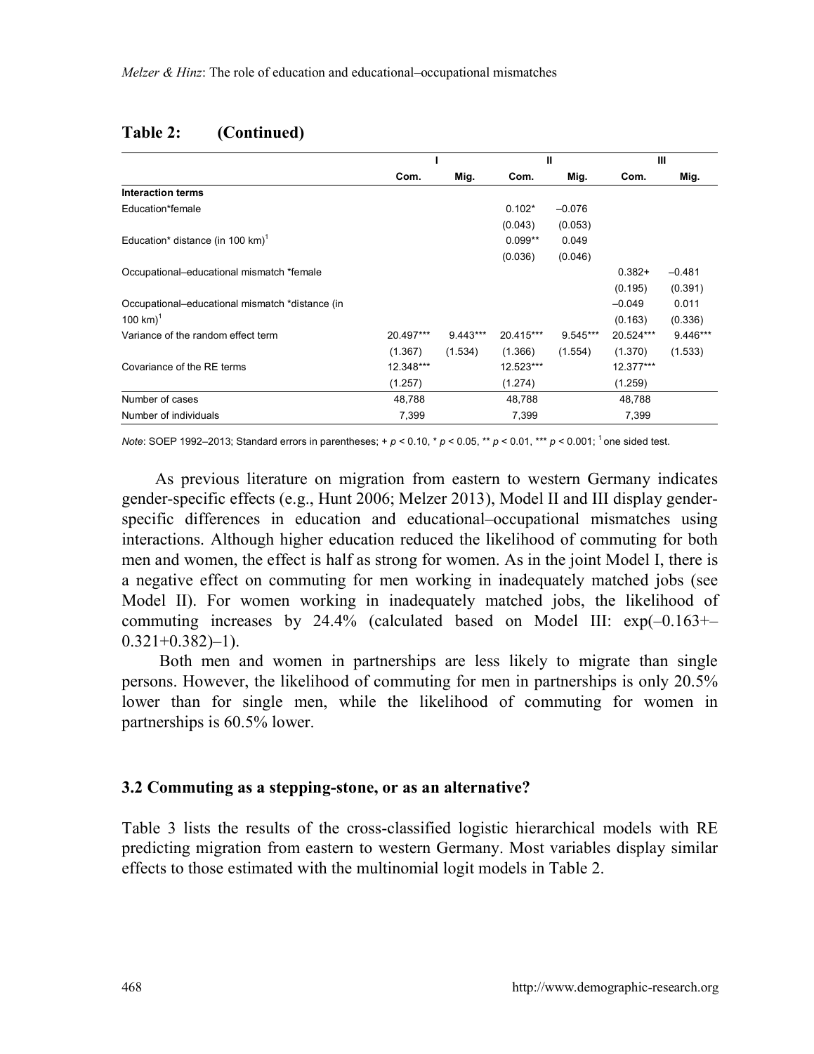**Table 2: (Continued)**

| | I | | II | | III | |
|---|---|---|---|---|---|---|
| | Com. | Mig. | Com. | Mig. | Com. | Mig. |
| **Interaction terms** | | | | | | |
| Education*female | | | 0.102* | –0.076 | | |
| | | | (0.043) | (0.053) | | |
| Education* distance (in 100 km)[1] | | | 0.099** | 0.049 | | |
| | | | (0.036) | (0.046) | | |
| Occupational–educational mismatch *female | | | | | 0.382+ | –0.481 |
| | | | | | (0.195) | (0.391) |
| Occupational–educational mismatch *distance (in 100 km)[1] | | | | | –0.049 | 0.011 |
| | | | | | (0.163) | (0.336) |
| Variance of the random effect term | 20.497*** | 9.443*** | 20.415*** | 9.545*** | 20.524*** | 9.446*** |
| | (1.367) | (1.534) | (1.366) | (1.554) | (1.370) | (1.533) |
| Covariance of the RE terms | 12.348*** | | 12.523*** | | 12.377*** | |
| | (1.257) | | (1.274) | | (1.259) | |
| Number of cases | 48,788 | | 48,788 | | 48,788 | |
| Number of individuals | 7,399 | | 7,399 | | 7,399 | |

*Note*: SOEP 1992–2013; Standard errors in parentheses; + $p < 0.10$, * $p < 0.05$, ** $p < 0.01$, *** $p < 0.001$; [1] one sided test.

As previous literature on migration from eastern to western Germany indicates gender-specific effects (e.g., Hunt 2006; Melzer 2013), Model II and III display gender-specific differences in education and educational–occupational mismatches using interactions. Although higher education reduced the likelihood of commuting for both men and women, the effect is half as strong for women. As in the joint Model I, there is a negative effect on commuting for men working in inadequately matched jobs (see Model II). For women working in inadequately matched jobs, the likelihood of commuting increases by 24.4% (calculated based on Model III: exp(–0.163+–0.321+0.382)–1).

Both men and women in partnerships are less likely to migrate than single persons. However, the likelihood of commuting for men in partnerships is only 20.5% lower than for single men, while the likelihood of commuting for women in partnerships is 60.5% lower.

### 3.2 Commuting as a stepping-stone, or as an alternative?

Table 3 lists the results of the cross-classified logistic hierarchical models with RE predicting migration from eastern to western Germany. Most variables display similar effects to those estimated with the multinomial logit models in Table 2.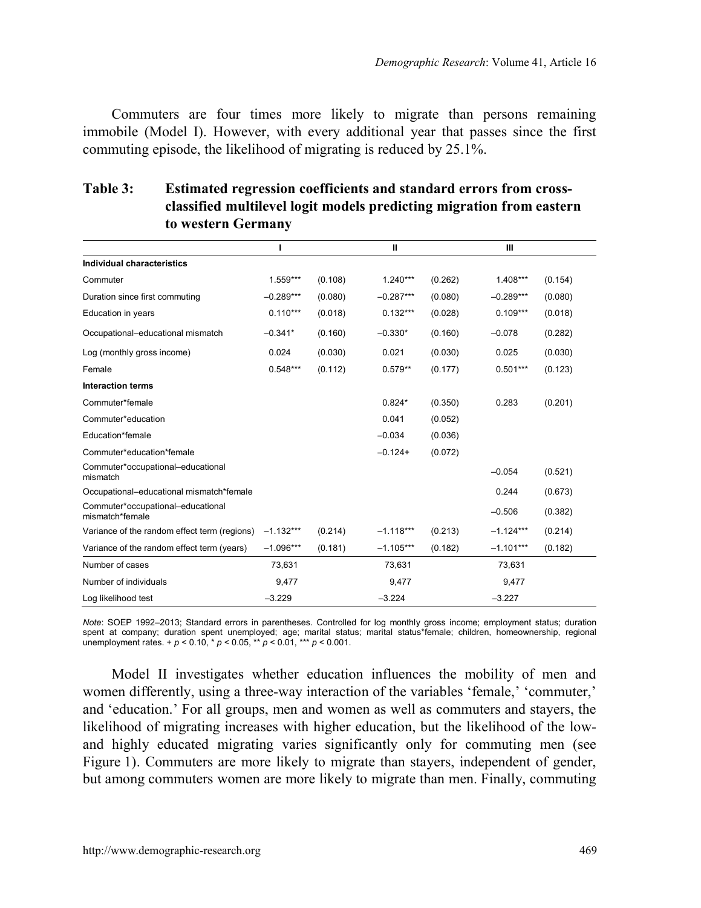Commuters are four times more likely to migrate than persons remaining immobile (Model I). However, with every additional year that passes since the first commuting episode, the likelihood of migrating is reduced by 25.1%.

**Table 3: Estimated regression coefficients and standard errors from cross-classified multilevel logit models predicting migration from eastern to western Germany**

| | I | | II | | III | |
|---|---|---|---|---|---|---|
| **Individual characteristics** | | | | | | |
| Commuter | 1.559*** | (0.108) | 1.240*** | (0.262) | 1.408*** | (0.154) |
| Duration since first commuting | –0.289*** | (0.080) | –0.287*** | (0.080) | –0.289*** | (0.080) |
| Education in years | 0.110*** | (0.018) | 0.132*** | (0.028) | 0.109*** | (0.018) |
| Occupational–educational mismatch | –0.341* | (0.160) | –0.330* | (0.160) | –0.078 | (0.282) |
| Log (monthly gross income) | 0.024 | (0.030) | 0.021 | (0.030) | 0.025 | (0.030) |
| Female | 0.548*** | (0.112) | 0.579** | (0.177) | 0.501*** | (0.123) |
| **Interaction terms** | | | | | | |
| Commuter*female | | | 0.824* | (0.350) | 0.283 | (0.201) |
| Commuter*education | | | 0.041 | (0.052) | | |
| Education*female | | | –0.034 | (0.036) | | |
| Commuter*education*female | | | –0.124+ | (0.072) | | |
| Commuter*occupational–educational mismatch | | | | | –0.054 | (0.521) |
| Occupational–educational mismatch*female | | | | | 0.244 | (0.673) |
| Commuter*occupational–educational mismatch*female | | | | | –0.506 | (0.382) |
| Variance of the random effect term (regions) | –1.132*** | (0.214) | –1.118*** | (0.213) | –1.124*** | (0.214) |
| Variance of the random effect term (years) | –1.096*** | (0.181) | –1.105*** | (0.182) | –1.101*** | (0.182) |
| Number of cases | 73,631 | | 73,631 | | 73,631 | |
| Number of individuals | 9,477 | | 9,477 | | 9,477 | |
| Log likelihood test | –3.229 | | –3.224 | | –3.227 | |

*Note*: SOEP 1992–2013; Standard errors in parentheses. Controlled for log monthly gross income; employment status; duration spent at company; duration spent unemployed; age; marital status; marital status*female; children, homeownership, regional unemployment rates. + $p < 0.10$, * $p < 0.05$, ** $p < 0.01$, *** $p < 0.001$.

Model II investigates whether education influences the mobility of men and women differently, using a three-way interaction of the variables 'female,' 'commuter,' and 'education.' For all groups, men and women as well as commuters and stayers, the likelihood of migrating increases with higher education, but the likelihood of the low- and highly educated migrating varies significantly only for commuting men (see Figure 1). Commuters are more likely to migrate than stayers, independent of gender, but among commuters women are more likely to migrate than men. Finally, commuting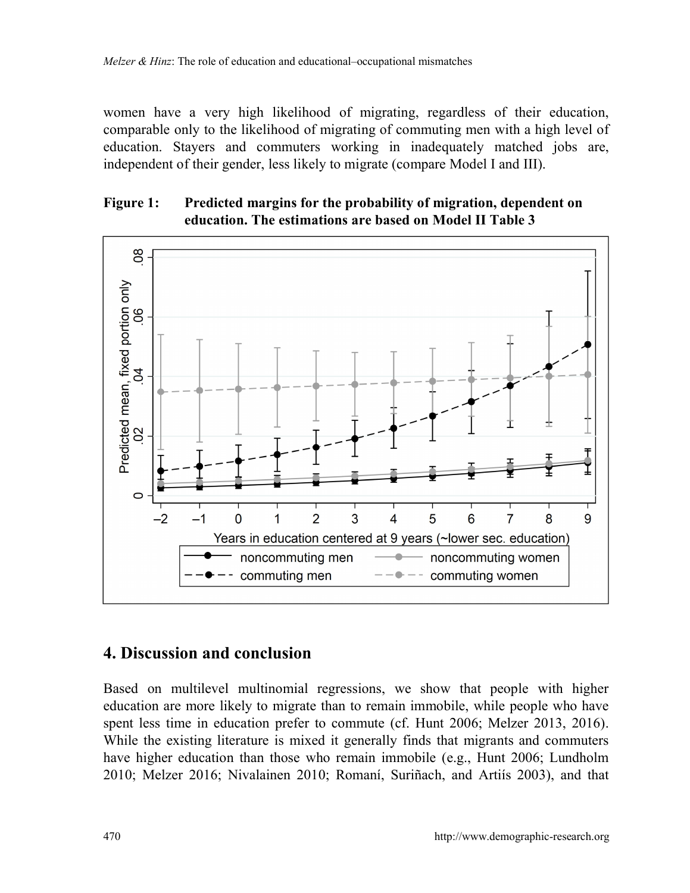women have a very high likelihood of migrating, regardless of their education, comparable only to the likelihood of migrating of commuting men with a high level of education. Stayers and commuters working in inadequately matched jobs are, independent of their gender, less likely to migrate (compare Model I and III).

**Figure 1: Predicted margins for the probability of migration, dependent on education. The estimations are based on Model II Table 3**

## 4. Discussion and conclusion

Based on multilevel multinomial regressions, we show that people with higher education are more likely to migrate than to remain immobile, while people who have spent less time in education prefer to commute (cf. Hunt 2006; Melzer 2013, 2016). While the existing literature is mixed it generally finds that migrants and commuters have higher education than those who remain immobile (e.g., Hunt 2006; Lundholm 2010; Melzer 2016; Nivalainen 2010; Romaní, Suriñach, and Artiís 2003), and that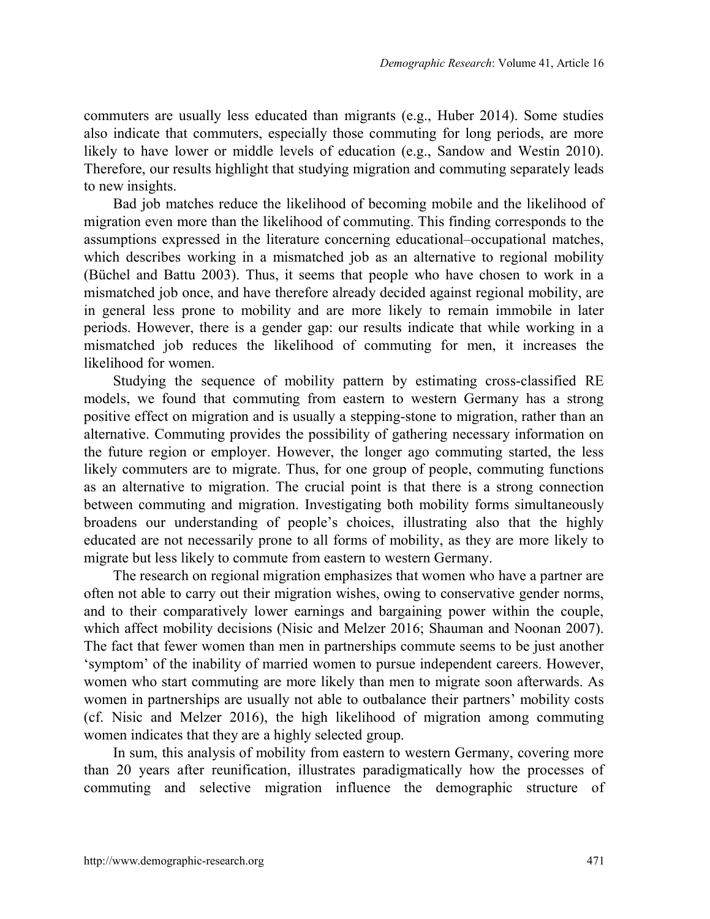commuters are usually less educated than migrants (e.g., Huber 2014). Some studies also indicate that commuters, especially those commuting for long periods, are more likely to have lower or middle levels of education (e.g., Sandow and Westin 2010). Therefore, our results highlight that studying migration and commuting separately leads to new insights.

Bad job matches reduce the likelihood of becoming mobile and the likelihood of migration even more than the likelihood of commuting. This finding corresponds to the assumptions expressed in the literature concerning educational–occupational matches, which describes working in a mismatched job as an alternative to regional mobility (Büchel and Battu 2003). Thus, it seems that people who have chosen to work in a mismatched job once, and have therefore already decided against regional mobility, are in general less prone to mobility and are more likely to remain immobile in later periods. However, there is a gender gap: our results indicate that while working in a mismatched job reduces the likelihood of commuting for men, it increases the likelihood for women.

Studying the sequence of mobility pattern by estimating cross-classified RE models, we found that commuting from eastern to western Germany has a strong positive effect on migration and is usually a stepping-stone to migration, rather than an alternative. Commuting provides the possibility of gathering necessary information on the future region or employer. However, the longer ago commuting started, the less likely commuters are to migrate. Thus, for one group of people, commuting functions as an alternative to migration. The crucial point is that there is a strong connection between commuting and migration. Investigating both mobility forms simultaneously broadens our understanding of people's choices, illustrating also that the highly educated are not necessarily prone to all forms of mobility, as they are more likely to migrate but less likely to commute from eastern to western Germany.

The research on regional migration emphasizes that women who have a partner are often not able to carry out their migration wishes, owing to conservative gender norms, and to their comparatively lower earnings and bargaining power within the couple, which affect mobility decisions (Nisic and Melzer 2016; Shauman and Noonan 2007). The fact that fewer women than men in partnerships commute seems to be just another 'symptom' of the inability of married women to pursue independent careers. However, women who start commuting are more likely than men to migrate soon afterwards. As women in partnerships are usually not able to outbalance their partners' mobility costs (cf. Nisic and Melzer 2016), the high likelihood of migration among commuting women indicates that they are a highly selected group.

In sum, this analysis of mobility from eastern to western Germany, covering more than 20 years after reunification, illustrates paradigmatically how the processes of commuting and selective migration influence the demographic structure of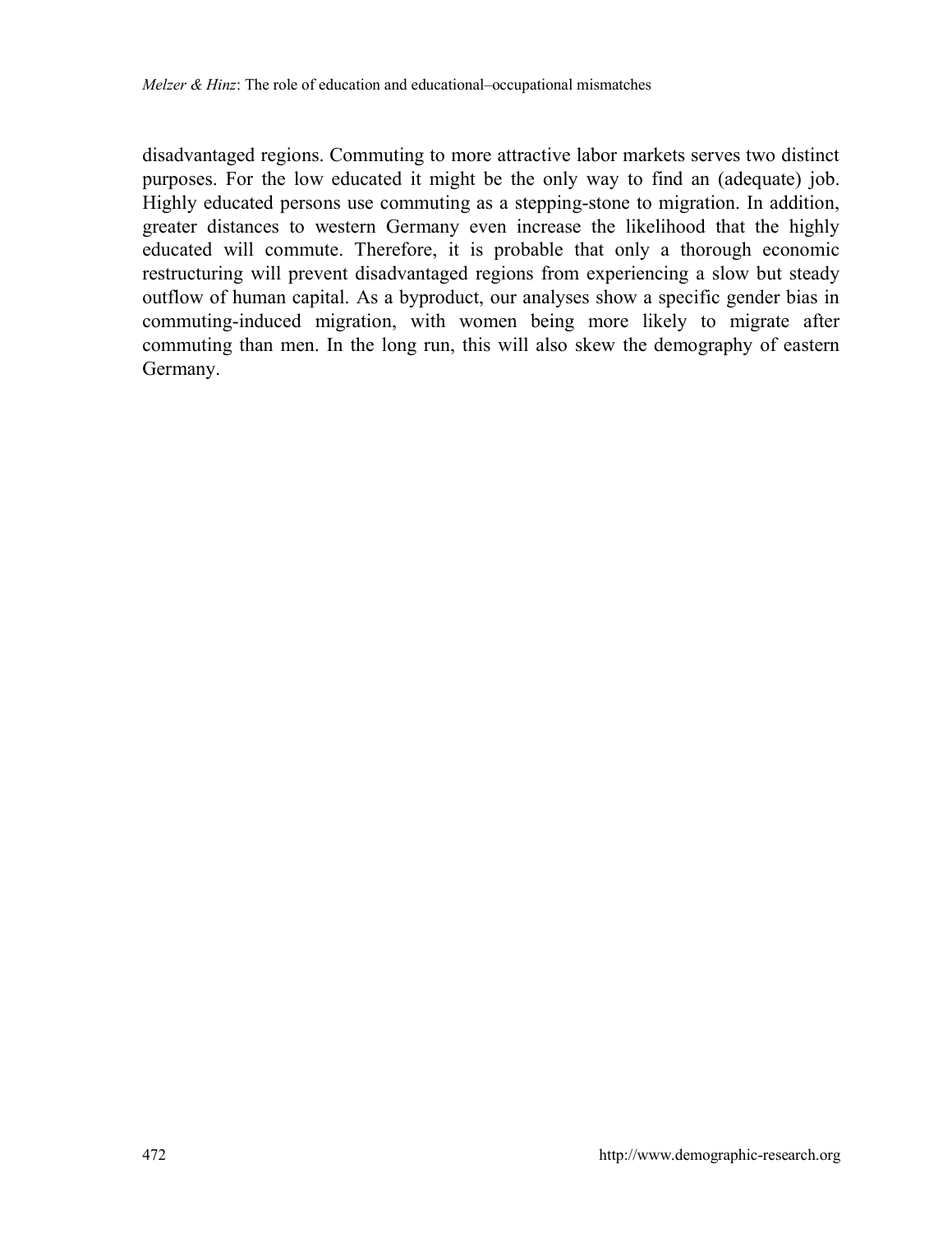disadvantaged regions. Commuting to more attractive labor markets serves two distinct purposes. For the low educated it might be the only way to find an (adequate) job. Highly educated persons use commuting as a stepping-stone to migration. In addition, greater distances to western Germany even increase the likelihood that the highly educated will commute. Therefore, it is probable that only a thorough economic restructuring will prevent disadvantaged regions from experiencing a slow but steady outflow of human capital. As a byproduct, our analyses show a specific gender bias in commuting-induced migration, with women being more likely to migrate after commuting than men. In the long run, this will also skew the demography of eastern Germany.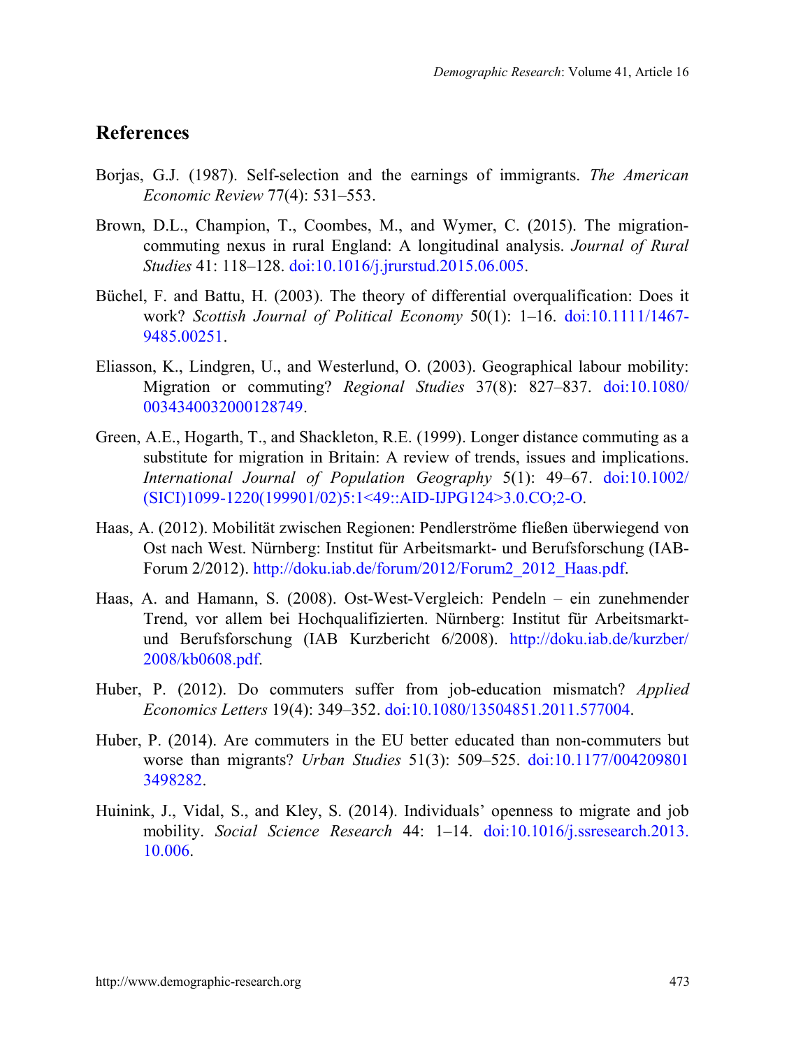## References

Borjas, G.J. (1987). Self-selection and the earnings of immigrants. *The American Economic Review* 77(4): 531–553.

Brown, D.L., Champion, T., Coombes, M., and Wymer, C. (2015). The migration-commuting nexus in rural England: A longitudinal analysis. *Journal of Rural Studies* 41: 118–128. doi:10.1016/j.jrurstud.2015.06.005.

Büchel, F. and Battu, H. (2003). The theory of differential overqualification: Does it work? *Scottish Journal of Political Economy* 50(1): 1–16. doi:10.1111/1467-9485.00251.

Eliasson, K., Lindgren, U., and Westerlund, O. (2003). Geographical labour mobility: Migration or commuting? *Regional Studies* 37(8): 827–837. doi:10.1080/0034340032000128749.

Green, A.E., Hogarth, T., and Shackleton, R.E. (1999). Longer distance commuting as a substitute for migration in Britain: A review of trends, issues and implications. *International Journal of Population Geography* 5(1): 49–67. doi:10.1002/(SICI)1099-1220(199901/02)5:1<49::AID-IJPG124>3.0.CO;2-O.

Haas, A. (2012). Mobilität zwischen Regionen: Pendlerströme fließen überwiegend von Ost nach West. Nürnberg: Institut für Arbeitsmarkt- und Berufsforschung (IAB-Forum 2/2012). http://doku.iab.de/forum/2012/Forum2_2012_Haas.pdf.

Haas, A. and Hamann, S. (2008). Ost-West-Vergleich: Pendeln – ein zunehmender Trend, vor allem bei Hochqualifizierten. Nürnberg: Institut für Arbeitsmarkt- und Berufsforschung (IAB Kurzbericht 6/2008). http://doku.iab.de/kurzber/2008/kb0608.pdf.

Huber, P. (2012). Do commuters suffer from job-education mismatch? *Applied Economics Letters* 19(4): 349–352. doi:10.1080/13504851.2011.577004.

Huber, P. (2014). Are commuters in the EU better educated than non-commuters but worse than migrants? *Urban Studies* 51(3): 509–525. doi:10.1177/0042098013498282.

Huinink, J., Vidal, S., and Kley, S. (2014). Individuals' openness to migrate and job mobility. *Social Science Research* 44: 1–14. doi:10.1016/j.ssresearch.2013.10.006.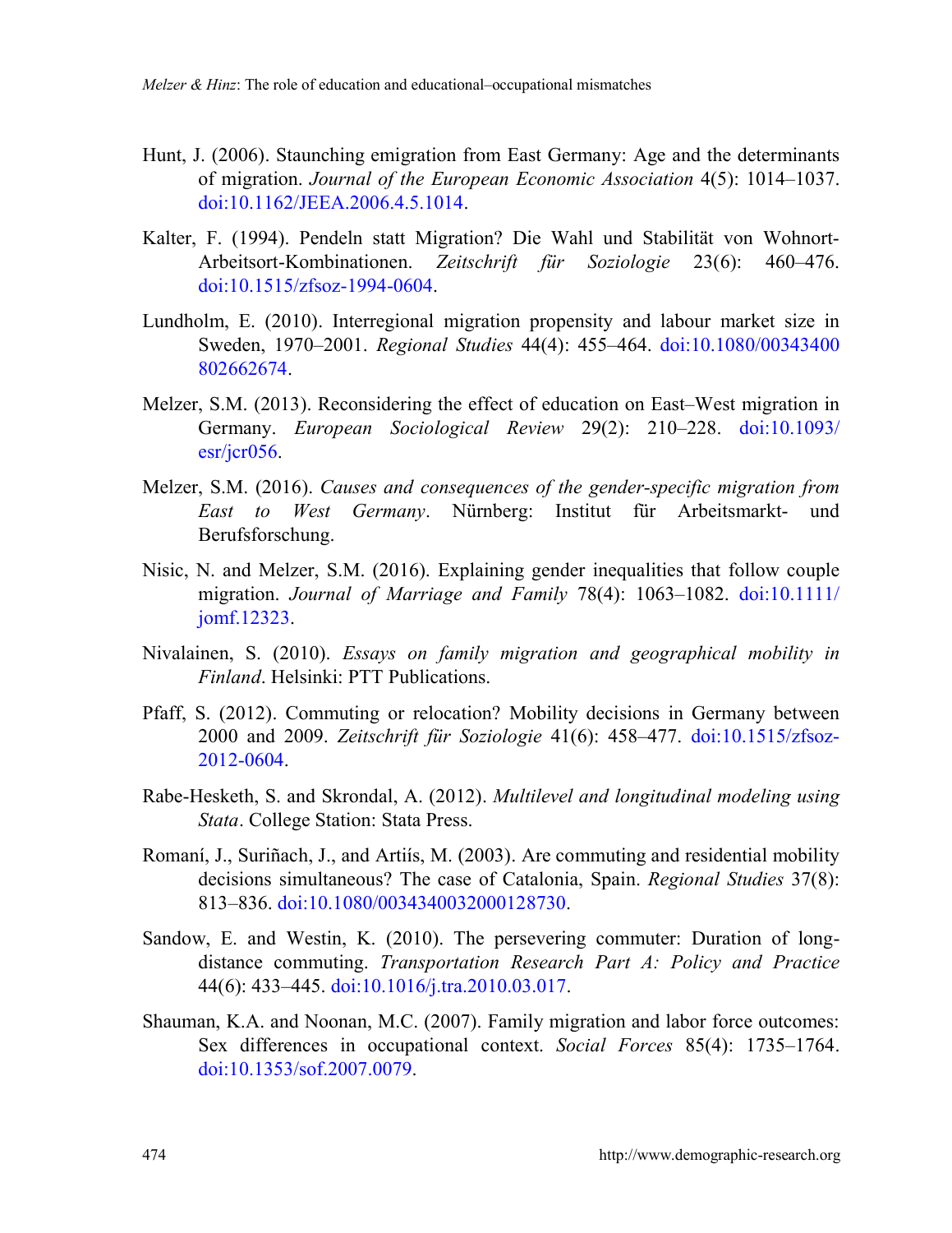Hunt, J. (2006). Staunching emigration from East Germany: Age and the determinants of migration. *Journal of the European Economic Association* 4(5): 1014–1037. doi:10.1162/JEEA.2006.4.5.1014.

Kalter, F. (1994). Pendeln statt Migration? Die Wahl und Stabilität von Wohnort-Arbeitsort-Kombinationen. *Zeitschrift für Soziologie* 23(6): 460–476. doi:10.1515/zfsoz-1994-0604.

Lundholm, E. (2010). Interregional migration propensity and labour market size in Sweden, 1970–2001. *Regional Studies* 44(4): 455–464. doi:10.1080/00343400802662674.

Melzer, S.M. (2013). Reconsidering the effect of education on East–West migration in Germany. *European Sociological Review* 29(2): 210–228. doi:10.1093/esr/jcr056.

Melzer, S.M. (2016). *Causes and consequences of the gender-specific migration from East to West Germany*. Nürnberg: Institut für Arbeitsmarkt- und Berufsforschung.

Nisic, N. and Melzer, S.M. (2016). Explaining gender inequalities that follow couple migration. *Journal of Marriage and Family* 78(4): 1063–1082. doi:10.1111/jomf.12323.

Nivalainen, S. (2010). *Essays on family migration and geographical mobility in Finland*. Helsinki: PTT Publications.

Pfaff, S. (2012). Commuting or relocation? Mobility decisions in Germany between 2000 and 2009. *Zeitschrift für Soziologie* 41(6): 458–477. doi:10.1515/zfsoz-2012-0604.

Rabe-Hesketh, S. and Skrondal, A. (2012). *Multilevel and longitudinal modeling using Stata*. College Station: Stata Press.

Romaní, J., Suriñach, J., and Artiís, M. (2003). Are commuting and residential mobility decisions simultaneous? The case of Catalonia, Spain. *Regional Studies* 37(8): 813–836. doi:10.1080/0034340032000128730.

Sandow, E. and Westin, K. (2010). The persevering commuter: Duration of long-distance commuting. *Transportation Research Part A: Policy and Practice* 44(6): 433–445. doi:10.1016/j.tra.2010.03.017.

Shauman, K.A. and Noonan, M.C. (2007). Family migration and labor force outcomes: Sex differences in occupational context. *Social Forces* 85(4): 1735–1764. doi:10.1353/sof.2007.0079.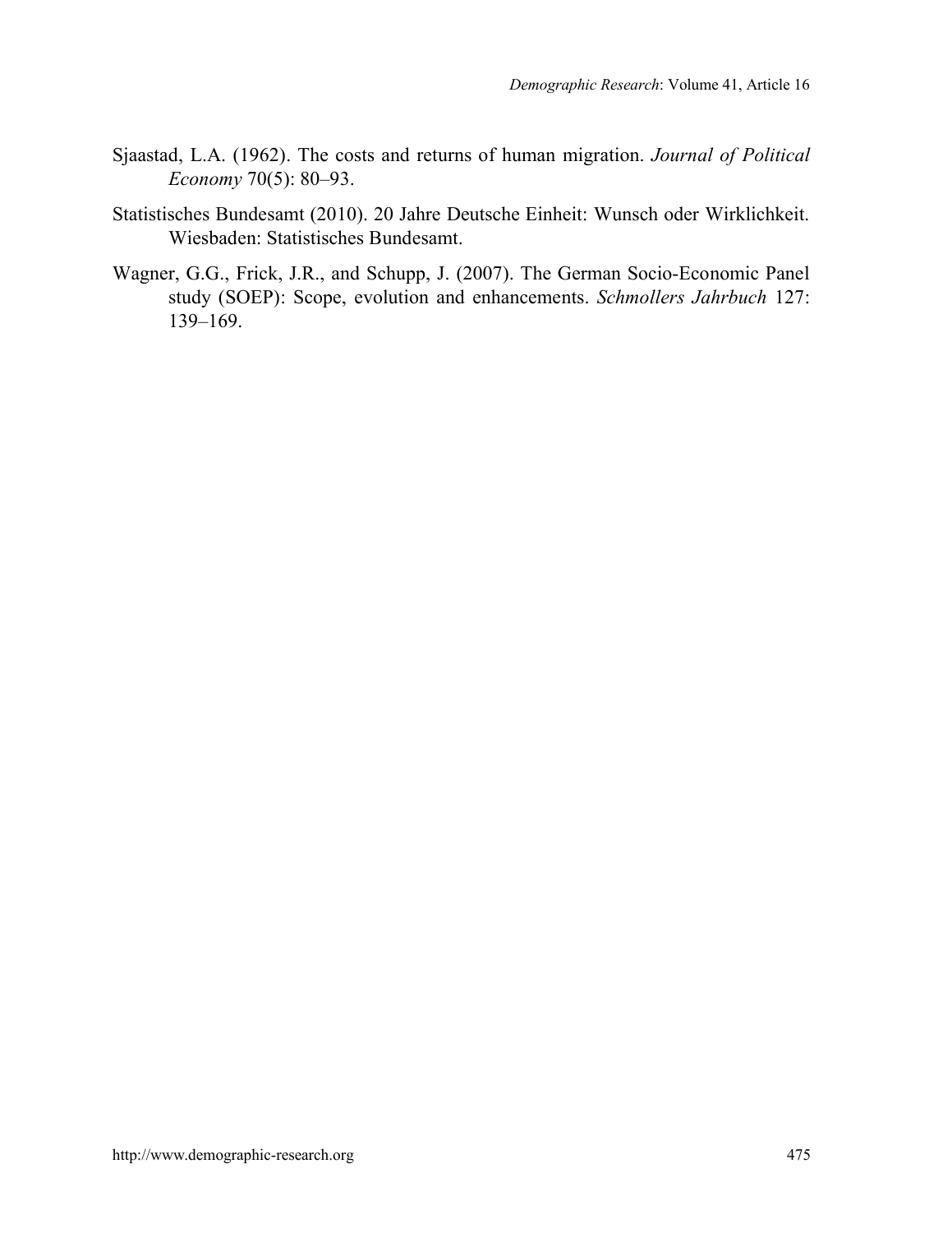Sjaastad, L.A. (1962). The costs and returns of human migration. *Journal of Political Economy* 70(5): 80–93.

Statistisches Bundesamt (2010). 20 Jahre Deutsche Einheit: Wunsch oder Wirklichkeit. Wiesbaden: Statistisches Bundesamt.

Wagner, G.G., Frick, J.R., and Schupp, J. (2007). The German Socio-Economic Panel study (SOEP): Scope, evolution and enhancements. *Schmollers Jahrbuch* 127: 139–169.